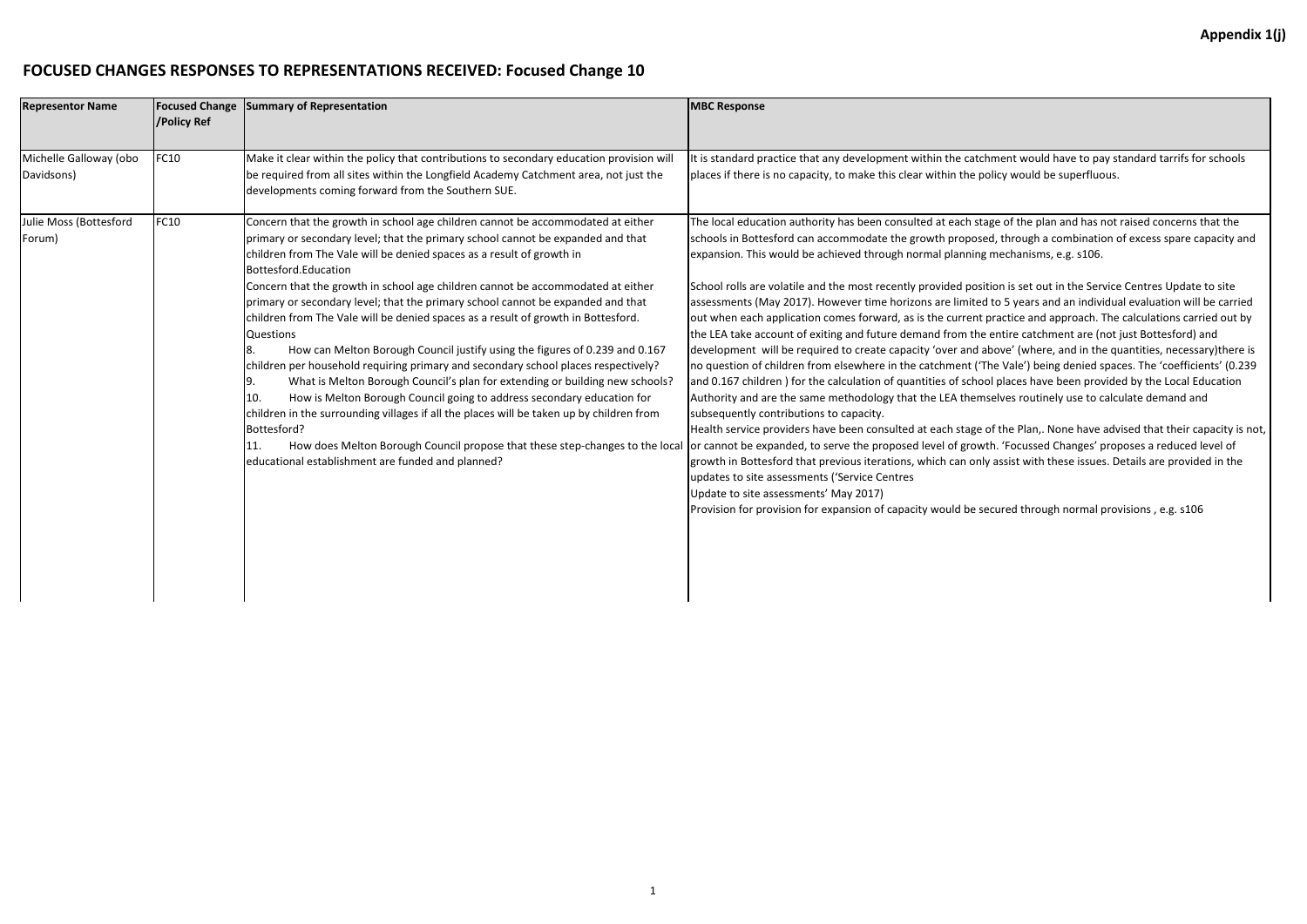**Appendix 1(j)**

## FOCUSED CHANGES RESPONSES TO REPRESENTATIONS RECEIVED: Focused Change 10

| Representor Name | Focused Change /Policy Ref | Summary of Representation | MBC Response |
|---|---|---|---|
| Michelle Galloway (obo Davidsons) | FC10 | Make it clear within the policy that contributions to secondary education provision will be required from all sites within the Longfield Academy Catchment area, not just the developments coming forward from the Southern SUE. | It is standard practice that any development within the catchment would have to pay standard tarrifs for schools places if there is no capacity, to make this clear within the policy would be superfluous. |
| Julie Moss (Bottesford Forum) | FC10 | Concern that the growth in school age children cannot be accommodated at either primary or secondary level; that the primary school cannot be expanded and that children from The Vale will be denied spaces as a result of growth in Bottesford.Education<br>Concern that the growth in school age children cannot be accommodated at either primary or secondary level; that the primary school cannot be expanded and that children from The Vale will be denied spaces as a result of growth in Bottesford.<br>Questions<br>8. How can Melton Borough Council justify using the figures of 0.239 and 0.167 children per household requiring primary and secondary school places respectively?<br>9. What is Melton Borough Council's plan for extending or building new schools?<br>10. How is Melton Borough Council going to address secondary education for children in the surrounding villages if all the places will be taken up by children from Bottesford?<br>11. How does Melton Borough Council propose that these step-changes to the local educational establishment are funded and planned? | The local education authority has been consulted at each stage of the plan and has not raised concerns that the schools in Bottesford can accommodate the growth proposed, through a combination of excess spare capacity and expansion. This would be achieved through normal planning mechanisms, e.g. s106.<br><br>School rolls are volatile and the most recently provided position is set out in the Service Centres Update to site assessments (May 2017). However time horizons are limited to 5 years and an individual evaluation will be carried out when each application comes forward, as is the current practice and approach. The calculations carried out by the LEA take account of exiting and future demand from the entire catchment are (not just Bottesford) and development will be required to create capacity 'over and above' (where, and in the quantities, necessary)there is no question of children from elsewhere in the catchment ('The Vale') being denied spaces. The 'coefficients' (0.239 and 0.167 children ) for the calculation of quantities of school places have been provided by the Local Education Authority and are the same methodology that the LEA themselves routinely use to calculate demand and subsequently contributions to capacity.<br>Health service providers have been consulted at each stage of the Plan,. None have advised that their capacity is not, or cannot be expanded, to serve the proposed level of growth. 'Focussed Changes' proposes a reduced level of growth in Bottesford that previous iterations, which can only assist with these issues. Details are provided in the updates to site assessments ('Service Centres<br>Update to site assessments' May 2017)<br>Provision for provision for expansion of capacity would be secured through normal provisions , e.g. s106 |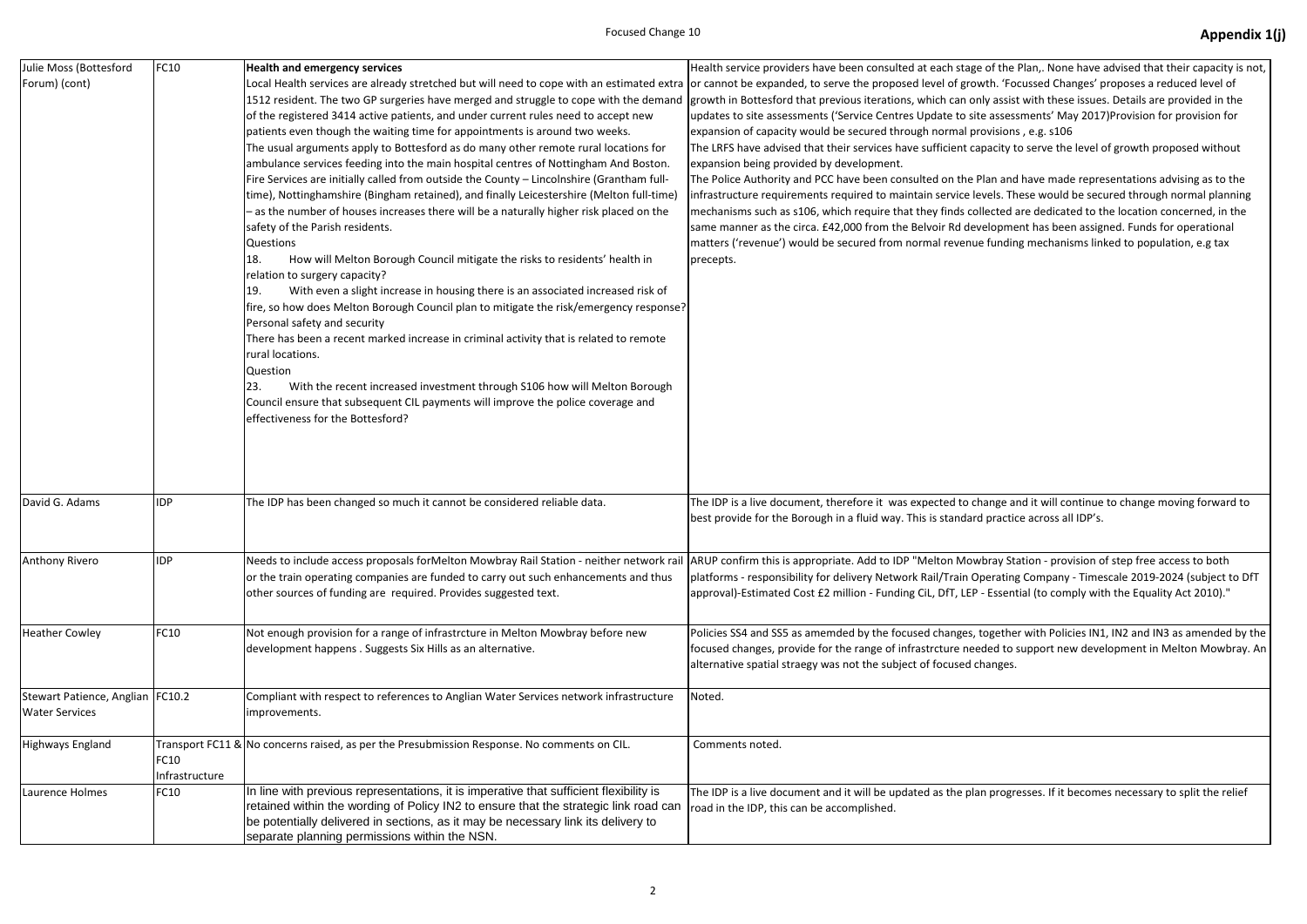| Julie Moss (Bottesford Forum) (cont) | FC10 | **Health and emergency services**<br>Local Health services are already stretched but will need to cope with an estimated extra 1512 resident. The two GP surgeries have merged and struggle to cope with the demand of the registered 3414 active patients, and under current rules need to accept new patients even though the waiting time for appointments is around two weeks.<br>The usual arguments apply to Bottesford as do many other remote rural locations for ambulance services feeding into the main hospital centres of Nottingham And Boston. Fire Services are initially called from outside the County – Lincolnshire (Grantham full-time), Nottinghamshire (Bingham retained), and finally Leicestershire (Melton full-time) – as the number of houses increases there will be a naturally higher risk placed on the safety of the Parish residents.<br>Questions<br>18. How will Melton Borough Council mitigate the risks to residents' health in relation to surgery capacity?<br>19. With even a slight increase in housing there is an associated increased risk of fire, so how does Melton Borough Council plan to mitigate the risk/emergency response?<br>Personal safety and security<br>There has been a recent marked increase in criminal activity that is related to remote rural locations.<br>Question<br>23. With the recent increased investment through S106 how will Melton Borough Council ensure that subsequent CIL payments will improve the police coverage and effectiveness for the Bottesford? | Health service providers have been consulted at each stage of the Plan,. None have advised that their capacity is not, or cannot be expanded, to serve the proposed level of growth. 'Focussed Changes' proposes a reduced level of growth in Bottesford that previous iterations, which can only assist with these issues. Details are provided in the updates to site assessments ('Service Centres Update to site assessments' May 2017)Provision for provision for expansion of capacity would be secured through normal provisions , e.g. s106<br>The LRFS have advised that their services have sufficient capacity to serve the level of growth proposed without expansion being provided by development.<br>The Police Authority and PCC have been consulted on the Plan and have made representations advising as to the infrastructure requirements required to maintain service levels. These would be secured through normal planning mechanisms such as s106, which require that they finds collected are dedicated to the location concerned, in the same manner as the circa. £42,000 from the Belvoir Rd development has been assigned. Funds for operational matters ('revenue') would be secured from normal revenue funding mechanisms linked to population, e.g tax precepts. |
|---|---|---|---|
| David G. Adams | IDP | The IDP has been changed so much it cannot be considered reliable data. | The IDP is a live document, therefore it was expected to change and it will continue to change moving forward to best provide for the Borough in a fluid way. This is standard practice across all IDP's. |
| Anthony Rivero | IDP | Needs to include access proposals forMelton Mowbray Rail Station - neither network rail or the train operating companies are funded to carry out such enhancements and thus other sources of funding are required. Provides suggested text. | ARUP confirm this is appropriate. Add to IDP "Melton Mowbray Station - provision of step free access to both platforms - responsibility for delivery Network Rail/Train Operating Company - Timescale 2019-2024 (subject to DfT approval)-Estimated Cost £2 million - Funding CiL, DfT, LEP - Essential (to comply with the Equality Act 2010)." |
| Heather Cowley | FC10 | Not enough provision for a range of infrastrcture in Melton Mowbray before new development happens . Suggests Six Hills as an alternative. | Policies SS4 and SS5 as amemded by the focused changes, together with Policies IN1, IN2 and IN3 as amended by the focused changes, provide for the range of infrastrcture needed to support new development in Melton Mowbray. An alternative spatial straegy was not the subject of focused changes. |
| Stewart Patience, Anglian Water Services | FC10.2 | Compliant with respect to references to Anglian Water Services network infrastructure improvements. | Noted. |
| Highways England | Transport FC11 & FC10 Infrastructure | No concerns raised, as per the Presubmission Response. No comments on CIL. | Comments noted. |
| Laurence Holmes | FC10 | In line with previous representations, it is imperative that sufficient flexibility is retained within the wording of Policy IN2 to ensure that the strategic link road can be potentially delivered in sections, as it may be necessary link its delivery to separate planning permissions within the NSN. | The IDP is a live document and it will be updated as the plan progresses. If it becomes necessary to split the relief road in the IDP, this can be accomplished. |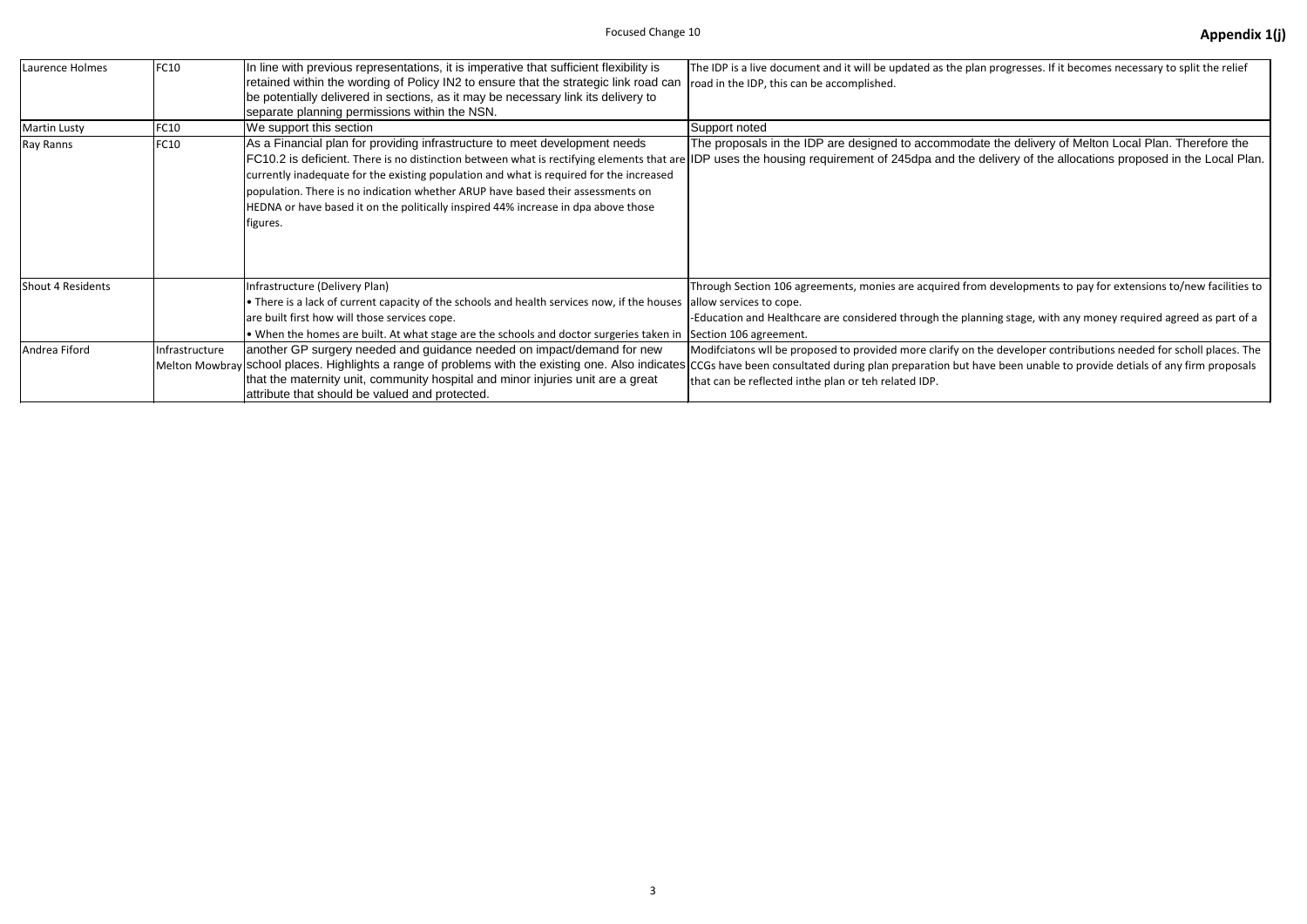Focused Change 10

**Appendix 1(j)**

| | | | |
|---|---|---|---|
| Laurence Holmes | FC10 | In line with previous representations, it is imperative that sufficient flexibility is retained within the wording of Policy IN2 to ensure that the strategic link road can be potentially delivered in sections, as it may be necessary link its delivery to separate planning permissions within the NSN. | The IDP is a live document and it will be updated as the plan progresses. If it becomes necessary to split the relief road in the IDP, this can be accomplished. |
| Martin Lusty | FC10 | We support this section | Support noted |
| Ray Ranns | FC10 | As a Financial plan for providing infrastructure to meet development needs FC10.2 is deficient. There is no distinction between what is rectifying elements that are currently inadequate for the existing population and what is required for the increased population. There is no indication whether ARUP have based their assessments on HEDNA or have based it on the politically inspired 44% increase in dpa above those figures. | The proposals in the IDP are designed to accommodate the delivery of Melton Local Plan. Therefore the IDP uses the housing requirement of 245dpa and the delivery of the allocations proposed in the Local Plan. |
| Shout 4 Residents | | Infrastructure (Delivery Plan)<br>• There is a lack of current capacity of the schools and health services now, if the houses are built first how will those services cope.<br>• When the homes are built. At what stage are the schools and doctor surgeries taken in | Through Section 106 agreements, monies are acquired from developments to pay for extensions to/new facilities to allow services to cope.<br>-Education and Healthcare are considered through the planning stage, with any money required agreed as part of a Section 106 agreement. |
| Andrea Fiford | Infrastructure Melton Mowbray | another GP surgery needed and guidance needed on impact/demand for new school places. Highlights a range of problems with the existing one. Also indicates that the maternity unit, community hospital and minor injuries unit are a great attribute that should be valued and protected. | Modifciatons wll be proposed to provided more clarify on the developer contributions needed for scholl places. The CCGs have been consulted during plan preparation but have been unable to provide detials of any firm proposals that can be reflected inthe plan or teh related IDP. |